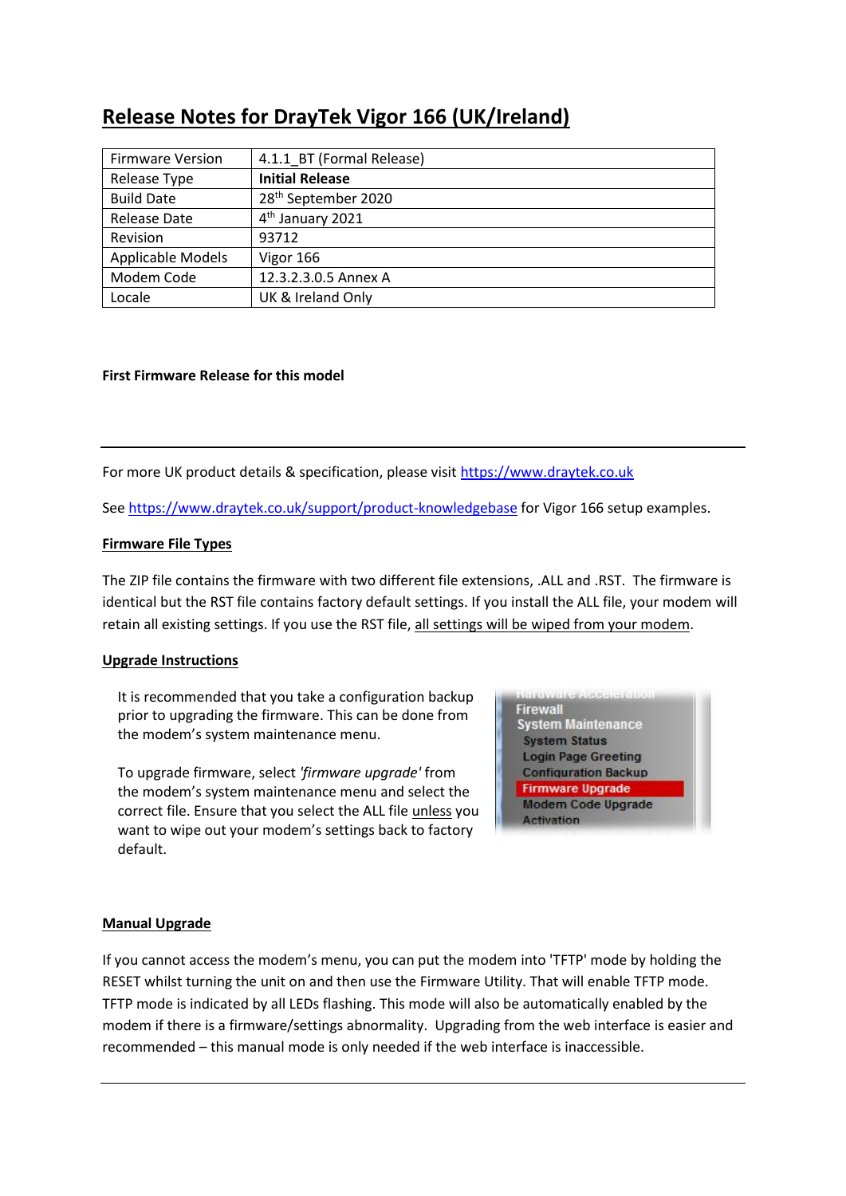# Release Notes for DrayTek Vigor 166 (UK/Ireland)

| Firmware Version | 4.1.1_BT (Formal Release) |
|---|---|
| Release Type | **Initial Release** |
| Build Date | 28th September 2020 |
| Release Date | 4th January 2021 |
| Revision | 93712 |
| Applicable Models | Vigor 166 |
| Modem Code | 12.3.2.3.0.5 Annex A |
| Locale | UK & Ireland Only |

**First Firmware Release for this model**

---

For more UK product details & specification, please visit https://www.draytek.co.uk

See https://www.draytek.co.uk/support/product-knowledgebase for Vigor 166 setup examples.

## Firmware File Types

The ZIP file contains the firmware with two different file extensions, .ALL and .RST. The firmware is identical but the RST file contains factory default settings. If you install the ALL file, your modem will retain all existing settings. If you use the RST file, all settings will be wiped from your modem.

## Upgrade Instructions

It is recommended that you take a configuration backup prior to upgrading the firmware. This can be done from the modem's system maintenance menu.

To upgrade firmware, select *'firmware upgrade'* from the modem's system maintenance menu and select the correct file. Ensure that you select the ALL file unless you want to wipe out your modem's settings back to factory default.

## Manual Upgrade

If you cannot access the modem's menu, you can put the modem into 'TFTP' mode by holding the RESET whilst turning the unit on and then use the Firmware Utility. That will enable TFTP mode. TFTP mode is indicated by all LEDs flashing. This mode will also be automatically enabled by the modem if there is a firmware/settings abnormality. Upgrading from the web interface is easier and recommended – this manual mode is only needed if the web interface is inaccessible.

---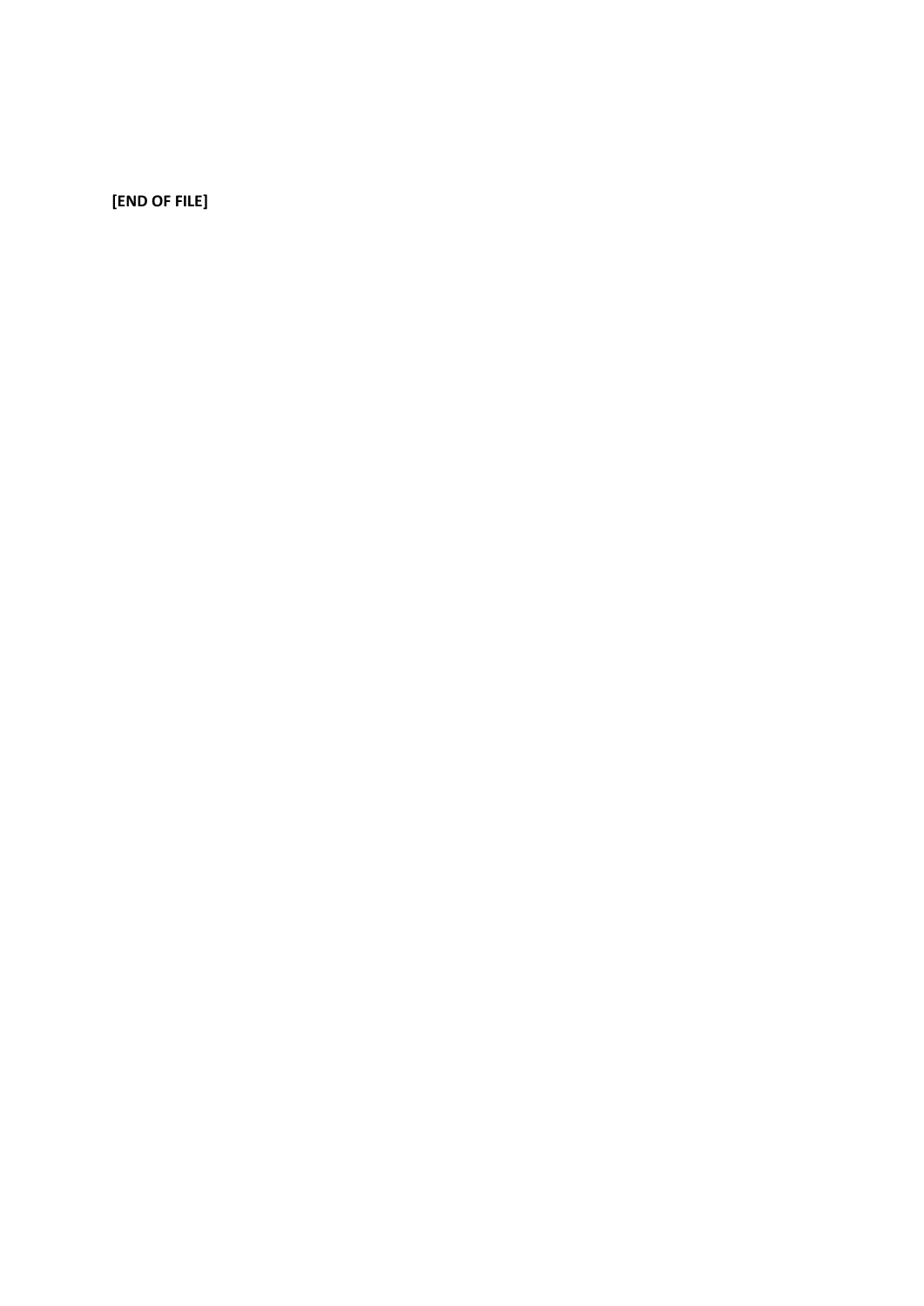**[END OF FILE]**